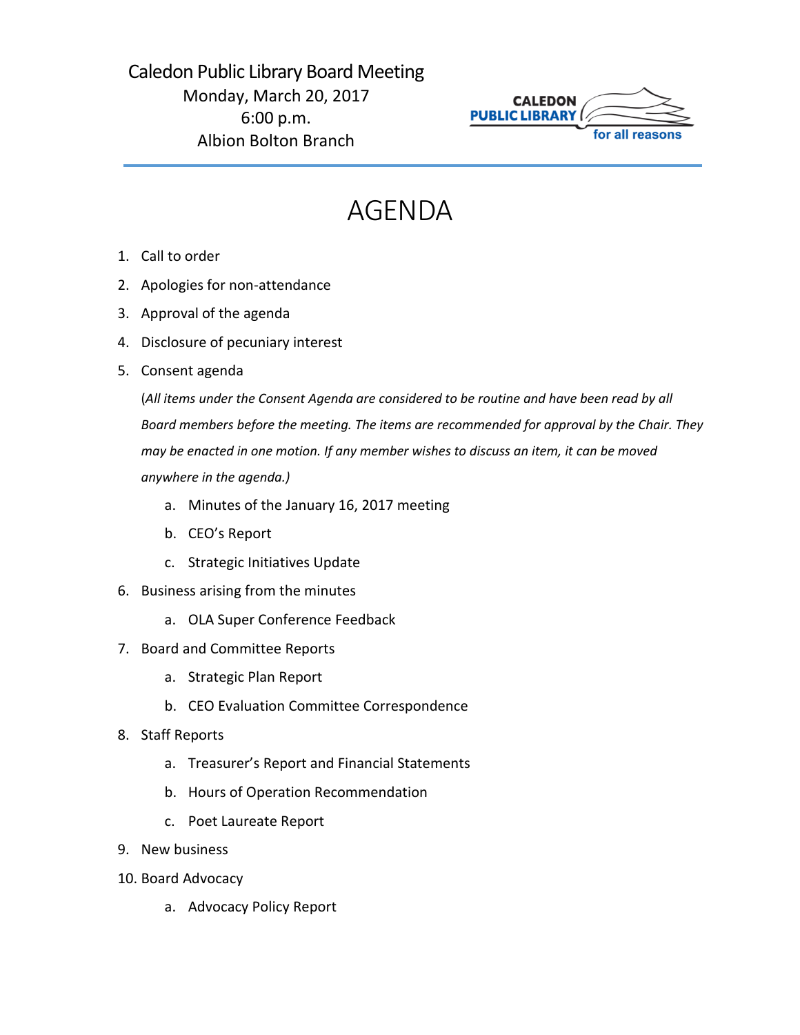Caledon Public Library Board Meeting
Monday, March 20, 2017
6:00 p.m.
Albion Bolton Branch

CALEDON PUBLIC LIBRARY
for all reasons

# AGENDA

1. Call to order
2. Apologies for non-attendance
3. Approval of the agenda
4. Disclosure of pecuniary interest
5. Consent agenda

   (*All items under the Consent Agenda are considered to be routine and have been read by all Board members before the meeting. The items are recommended for approval by the Chair. They may be enacted in one motion. If any member wishes to discuss an item, it can be moved anywhere in the agenda.)*

   a. Minutes of the January 16, 2017 meeting
   b. CEO's Report
   c. Strategic Initiatives Update
6. Business arising from the minutes
   a. OLA Super Conference Feedback
7. Board and Committee Reports
   a. Strategic Plan Report
   b. CEO Evaluation Committee Correspondence
8. Staff Reports
   a. Treasurer's Report and Financial Statements
   b. Hours of Operation Recommendation
   c. Poet Laureate Report
9. New business
10. Board Advocacy
    a. Advocacy Policy Report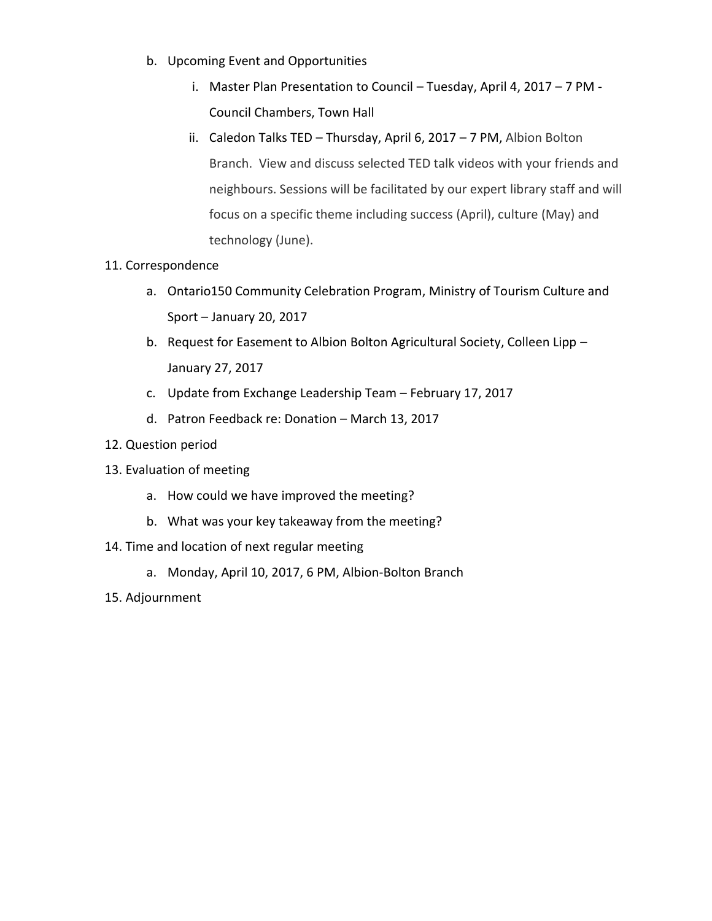b. Upcoming Event and Opportunities

   i. Master Plan Presentation to Council – Tuesday, April 4, 2017 – 7 PM - Council Chambers, Town Hall

   ii. Caledon Talks TED – Thursday, April 6, 2017 – 7 PM, Albion Bolton Branch. View and discuss selected TED talk videos with your friends and neighbours. Sessions will be facilitated by our expert library staff and will focus on a specific theme including success (April), culture (May) and technology (June).

11. Correspondence
    a. Ontario150 Community Celebration Program, Ministry of Tourism Culture and Sport – January 20, 2017
    b. Request for Easement to Albion Bolton Agricultural Society, Colleen Lipp – January 27, 2017
    c. Update from Exchange Leadership Team – February 17, 2017
    d. Patron Feedback re: Donation – March 13, 2017
12. Question period
13. Evaluation of meeting
    a. How could we have improved the meeting?
    b. What was your key takeaway from the meeting?
14. Time and location of next regular meeting
    a. Monday, April 10, 2017, 6 PM, Albion-Bolton Branch
15. Adjournment